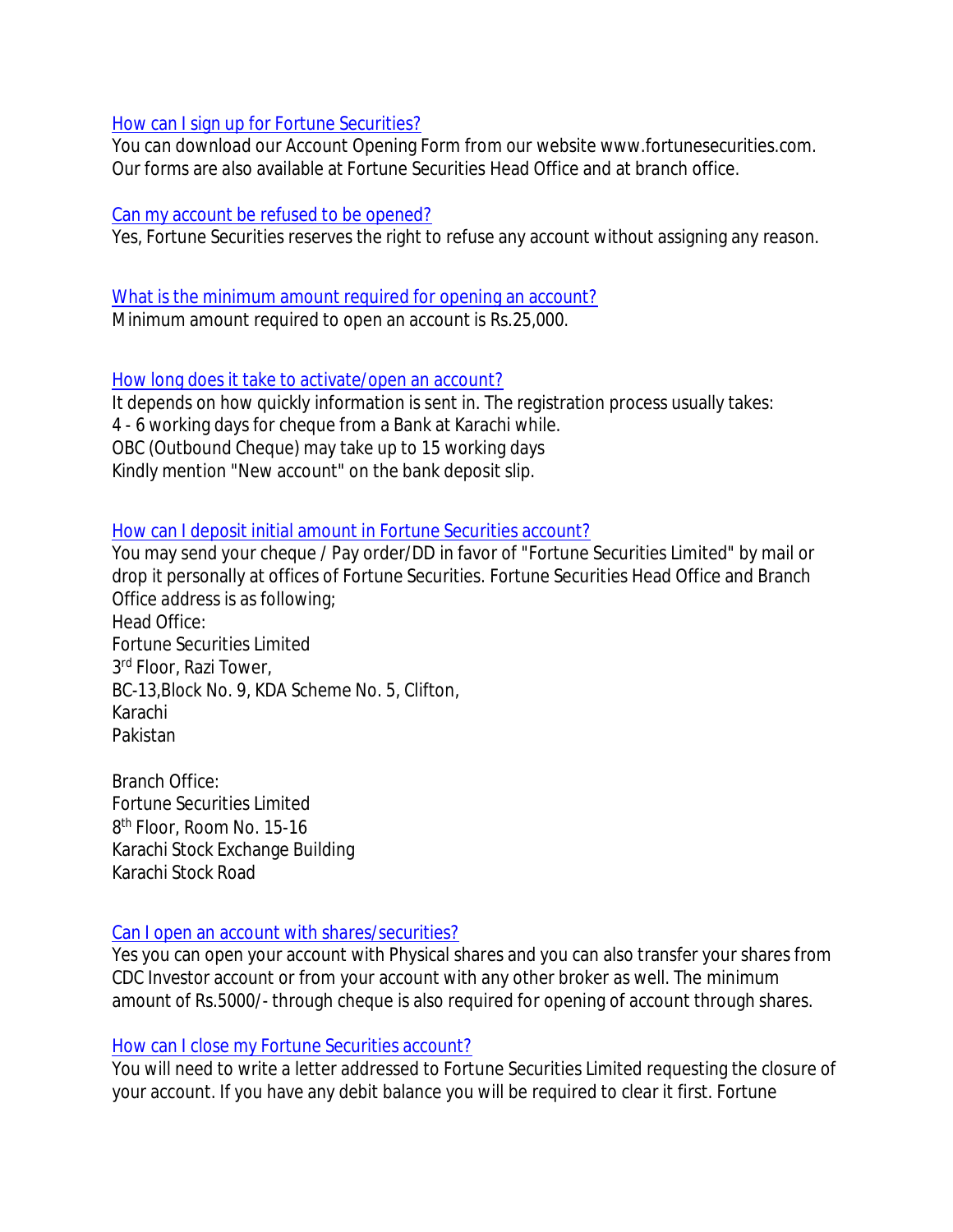## How can I sign up for Fortune Securities?

You can download our Account Opening Form from our website www.fortunesecurities.com. Our forms are also available at Fortune Securities Head Office and at branch office.

## Can my account be refused to be opened?

Yes, Fortune Securities reserves the right to refuse any account without assigning any reason.

## What is the minimum amount required for opening an account?

Minimum amount required to open an account is Rs.25,000.

## How long does it take to activate/open an account?

It depends on how quickly information is sent in. The registration process usually takes:
4 - 6 working days for cheque from a Bank at Karachi while.
OBC (Outbound Cheque) may take up to 15 working days
Kindly mention "New account" on the bank deposit slip.

## How can I deposit initial amount in Fortune Securities account?

You may send your cheque / Pay order/DD in favor of "Fortune Securities Limited" by mail or drop it personally at offices of Fortune Securities. Fortune Securities Head Office and Branch Office address is as following;

Head Office:
Fortune Securities Limited
3rd Floor, Razi Tower,
BC-13,Block No. 9, KDA Scheme No. 5, Clifton,
Karachi
Pakistan

Branch Office:
Fortune Securities Limited
8th Floor, Room No. 15-16
Karachi Stock Exchange Building
Karachi Stock Road

## Can I open an account with shares/securities?

Yes you can open your account with Physical shares and you can also transfer your shares from CDC Investor account or from your account with any other broker as well. The minimum amount of Rs.5000/- through cheque is also required for opening of account through shares.

## How can I close my Fortune Securities account?

You will need to write a letter addressed to Fortune Securities Limited requesting the closure of your account. If you have any debit balance you will be required to clear it first. Fortune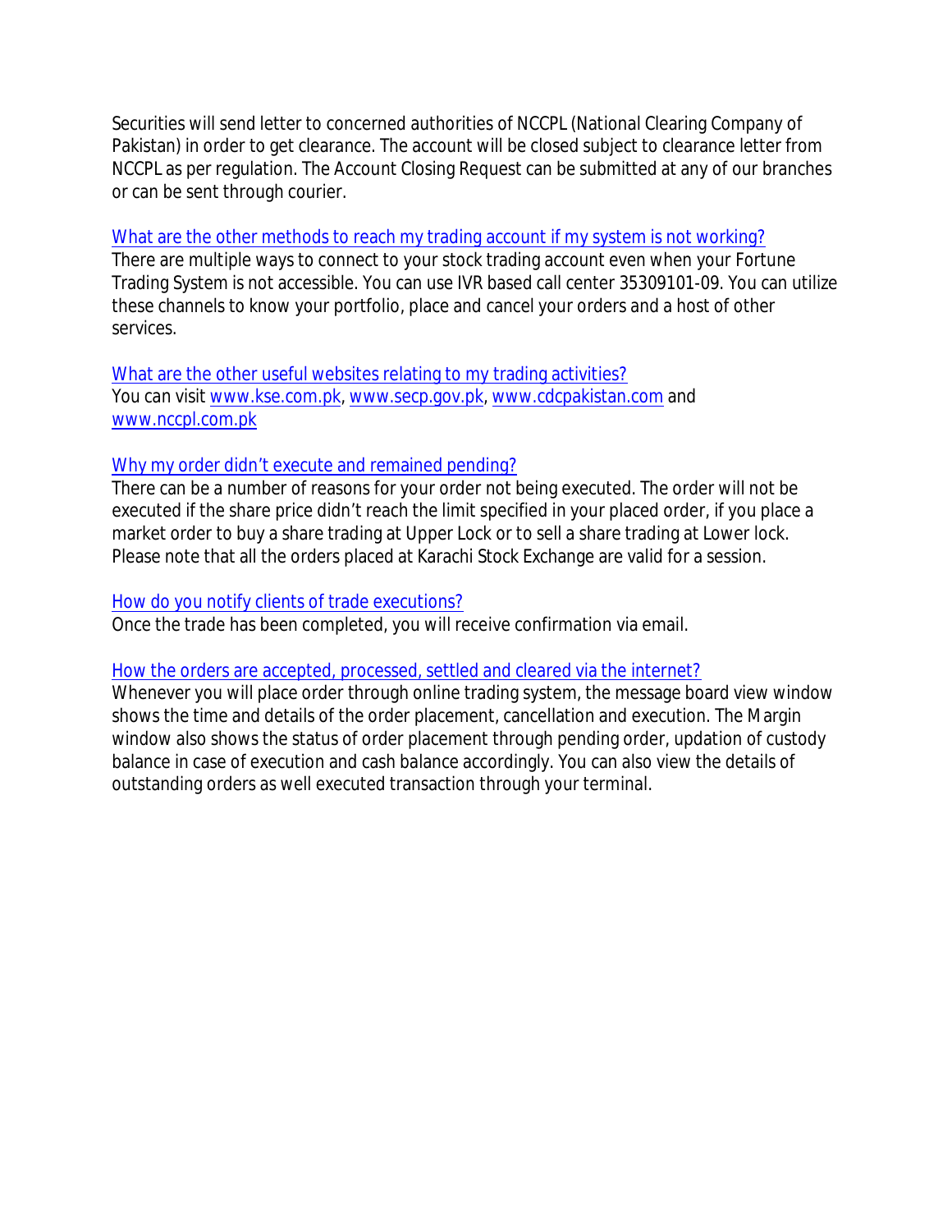Securities will send letter to concerned authorities of NCCPL (National Clearing Company of Pakistan) in order to get clearance. The account will be closed subject to clearance letter from NCCPL as per regulation. The Account Closing Request can be submitted at any of our branches or can be sent through courier.

### What are the other methods to reach my trading account if my system is not working?

There are multiple ways to connect to your stock trading account even when your Fortune Trading System is not accessible. You can use IVR based call center 35309101-09. You can utilize these channels to know your portfolio, place and cancel your orders and a host of other services.

### What are the other useful websites relating to my trading activities?

You can visit www.kse.com.pk, www.secp.gov.pk, www.cdcpakistan.com and www.nccpl.com.pk

### Why my order didn't execute and remained pending?

There can be a number of reasons for your order not being executed. The order will not be executed if the share price didn't reach the limit specified in your placed order, if you place a market order to buy a share trading at Upper Lock or to sell a share trading at Lower lock. Please note that all the orders placed at Karachi Stock Exchange are valid for a session.

### How do you notify clients of trade executions?

Once the trade has been completed, you will receive confirmation via email.

### How the orders are accepted, processed, settled and cleared via the internet?

Whenever you will place order through online trading system, the message board view window shows the time and details of the order placement, cancellation and execution. The Margin window also shows the status of order placement through pending order, updation of custody balance in case of execution and cash balance accordingly. You can also view the details of outstanding orders as well executed transaction through your terminal.